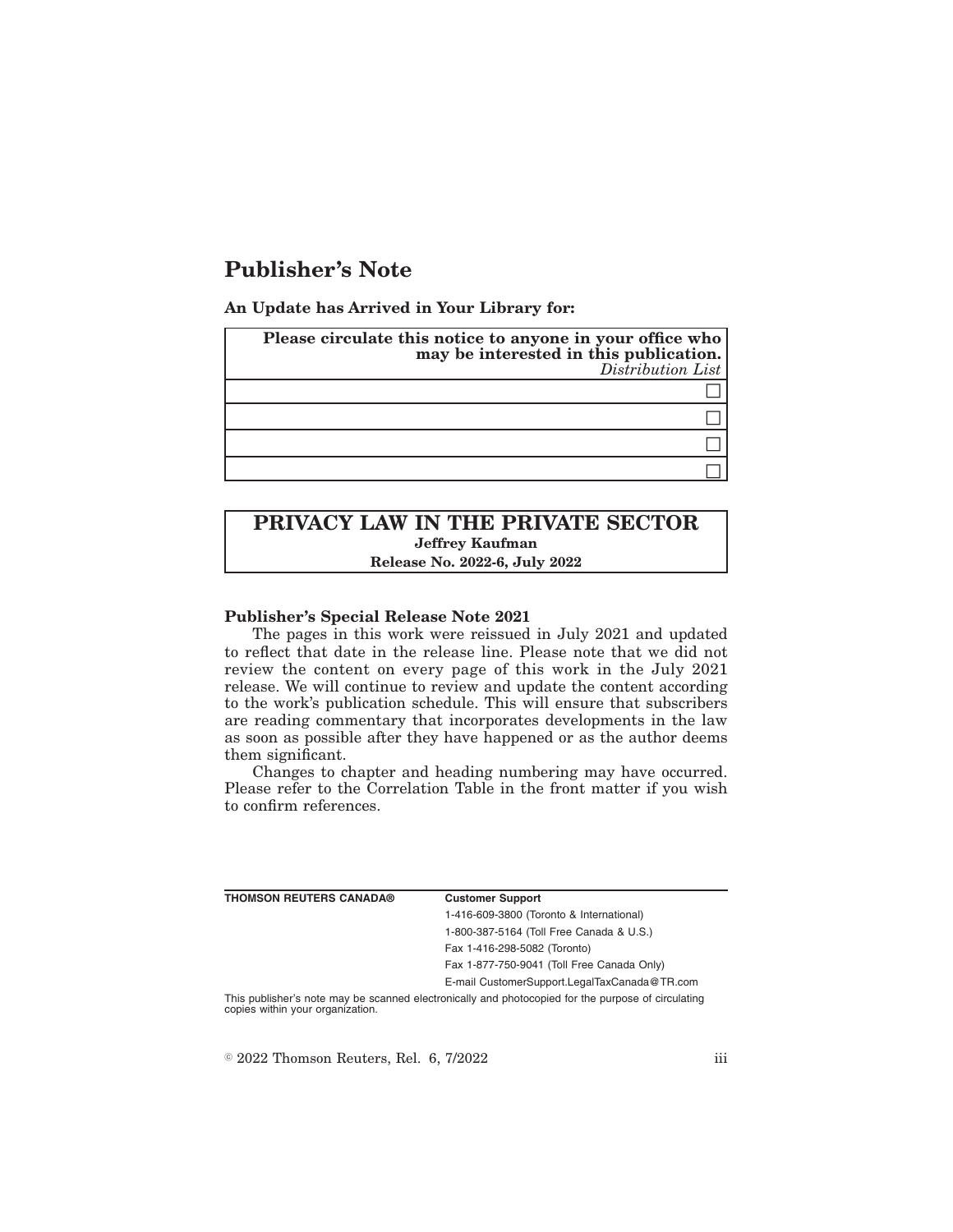# Publisher's Note

**An Update has Arrived in Your Library for:**

| **Please circulate this notice to anyone in your office who may be interested in this publication.** *Distribution List* |
| --- |
| ☐ |
| ☐ |
| ☐ |
| ☐ |

## PRIVACY LAW IN THE PRIVATE SECTOR

**Jeffrey Kaufman**

**Release No. 2022-6, July 2022**

**Publisher's Special Release Note 2021**

The pages in this work were reissued in July 2021 and updated to reflect that date in the release line. Please note that we did not review the content on every page of this work in the July 2021 release. We will continue to review and update the content according to the work's publication schedule. This will ensure that subscribers are reading commentary that incorporates developments in the law as soon as possible after they have happened or as the author deems them significant.

Changes to chapter and heading numbering may have occurred. Please refer to the Correlation Table in the front matter if you wish to confirm references.

| **THOMSON REUTERS CANADA®** | **Customer Support** |
| --- | --- |
| | 1-416-609-3800 (Toronto & International) |
| | 1-800-387-5164 (Toll Free Canada & U.S.) |
| | Fax 1-416-298-5082 (Toronto) |
| | Fax 1-877-750-9041 (Toll Free Canada Only) |
| | E-mail CustomerSupport.LegalTaxCanada@TR.com |

This publisher's note may be scanned electronically and photocopied for the purpose of circulating copies within your organization.

© 2022 Thomson Reuters, Rel. 6, 7/2022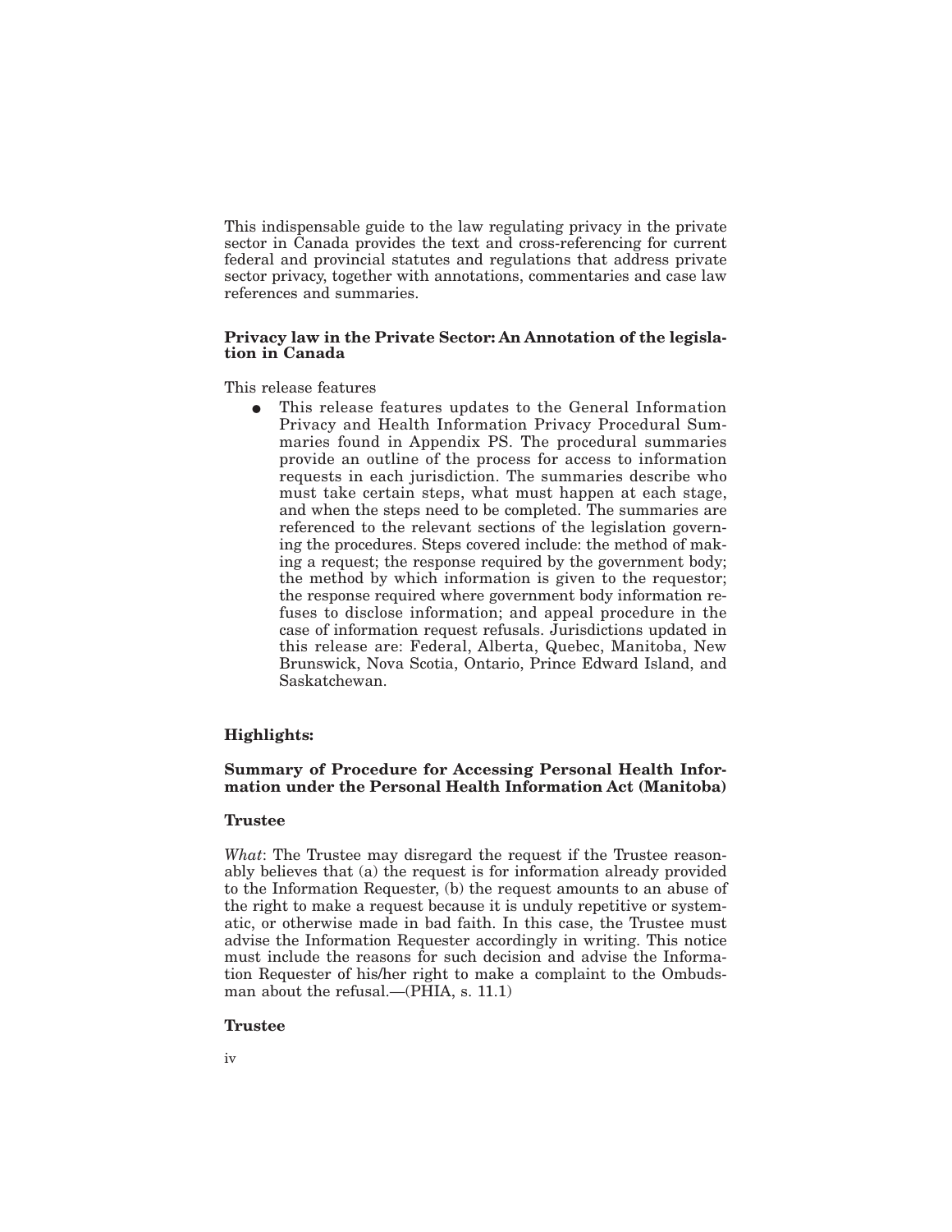This indispensable guide to the law regulating privacy in the private sector in Canada provides the text and cross-referencing for current federal and provincial statutes and regulations that address private sector privacy, together with annotations, commentaries and case law references and summaries.

**Privacy law in the Private Sector: An Annotation of the legislation in Canada**

This release features

- This release features updates to the General Information Privacy and Health Information Privacy Procedural Summaries found in Appendix PS. The procedural summaries provide an outline of the process for access to information requests in each jurisdiction. The summaries describe who must take certain steps, what must happen at each stage, and when the steps need to be completed. The summaries are referenced to the relevant sections of the legislation governing the procedures. Steps covered include: the method of making a request; the response required by the government body; the method by which information is given to the requestor; the response required where government body information refuses to disclose information; and appeal procedure in the case of information request refusals. Jurisdictions updated in this release are: Federal, Alberta, Quebec, Manitoba, New Brunswick, Nova Scotia, Ontario, Prince Edward Island, and Saskatchewan.

**Highlights:**

**Summary of Procedure for Accessing Personal Health Information under the Personal Health Information Act (Manitoba)**

**Trustee**

*What*: The Trustee may disregard the request if the Trustee reasonably believes that (a) the request is for information already provided to the Information Requester, (b) the request amounts to an abuse of the right to make a request because it is unduly repetitive or systematic, or otherwise made in bad faith. In this case, the Trustee must advise the Information Requester accordingly in writing. This notice must include the reasons for such decision and advise the Information Requester of his/her right to make a complaint to the Ombudsman about the refusal.—(PHIA, s. 11.1)

**Trustee**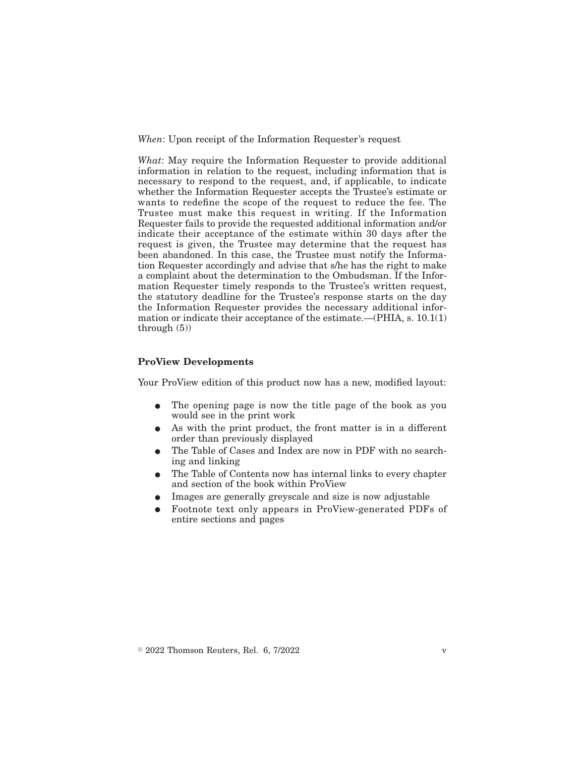*When*: Upon receipt of the Information Requester's request

*What*: May require the Information Requester to provide additional information in relation to the request, including information that is necessary to respond to the request, and, if applicable, to indicate whether the Information Requester accepts the Trustee's estimate or wants to redefine the scope of the request to reduce the fee. The Trustee must make this request in writing. If the Information Requester fails to provide the requested additional information and/or indicate their acceptance of the estimate within 30 days after the request is given, the Trustee may determine that the request has been abandoned. In this case, the Trustee must notify the Information Requester accordingly and advise that s/he has the right to make a complaint about the determination to the Ombudsman. If the Information Requester timely responds to the Trustee's written request, the statutory deadline for the Trustee's response starts on the day the Information Requester provides the necessary additional information or indicate their acceptance of the estimate.—(PHIA, s. 10.1(1) through (5))

**ProView Developments**

Your ProView edition of this product now has a new, modified layout:

- The opening page is now the title page of the book as you would see in the print work
- As with the print product, the front matter is in a different order than previously displayed
- The Table of Cases and Index are now in PDF with no searching and linking
- The Table of Contents now has internal links to every chapter and section of the book within ProView
- Images are generally greyscale and size is now adjustable
- Footnote text only appears in ProView-generated PDFs of entire sections and pages